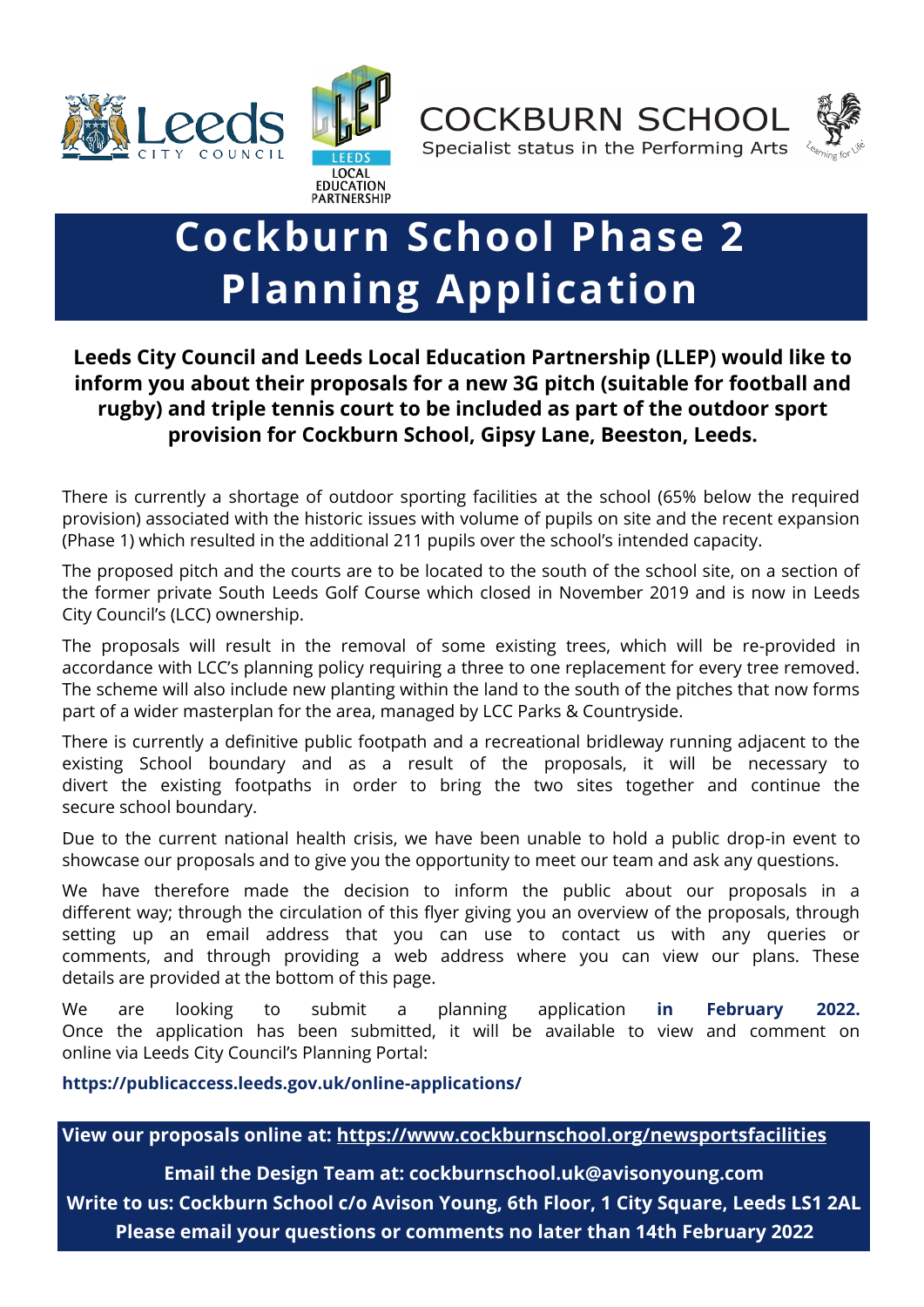COCKBURN SCHOOL

Specialist status in the Performing Arts

# Cockburn School Phase 2 Planning Application

**Leeds City Council and Leeds Local Education Partnership (LLEP) would like to inform you about their proposals for a new 3G pitch (suitable for football and rugby) and triple tennis court to be included as part of the outdoor sport provision for Cockburn School, Gipsy Lane, Beeston, Leeds.**

There is currently a shortage of outdoor sporting facilities at the school (65% below the required provision) associated with the historic issues with volume of pupils on site and the recent expansion (Phase 1) which resulted in the additional 211 pupils over the school's intended capacity.

The proposed pitch and the courts are to be located to the south of the school site, on a section of the former private South Leeds Golf Course which closed in November 2019 and is now in Leeds City Council's (LCC) ownership.

The proposals will result in the removal of some existing trees, which will be re-provided in accordance with LCC's planning policy requiring a three to one replacement for every tree removed. The scheme will also include new planting within the land to the south of the pitches that now forms part of a wider masterplan for the area, managed by LCC Parks & Countryside.

There is currently a definitive public footpath and a recreational bridleway running adjacent to the existing School boundary and as a result of the proposals, it will be necessary to divert the existing footpaths in order to bring the two sites together and continue the secure school boundary.

Due to the current national health crisis, we have been unable to hold a public drop-in event to showcase our proposals and to give you the opportunity to meet our team and ask any questions.

We have therefore made the decision to inform the public about our proposals in a different way; through the circulation of this flyer giving you an overview of the proposals, through setting up an email address that you can use to contact us with any queries or comments, and through providing a web address where you can view our plans. These details are provided at the bottom of this page.

We are looking to submit a planning application **in February 2022.** Once the application has been submitted, it will be available to view and comment on online via Leeds City Council's Planning Portal:

**https://publicaccess.leeds.gov.uk/online-applications/**

**View our proposals online at: https://www.cockburnschool.org/newsportsfacilities**

**Email the Design Team at: cockburnschool.uk@avisonyoung.com**

**Write to us: Cockburn School c/o Avison Young, 6th Floor, 1 City Square, Leeds LS1 2AL**

**Please email your questions or comments no later than 14th February 2022**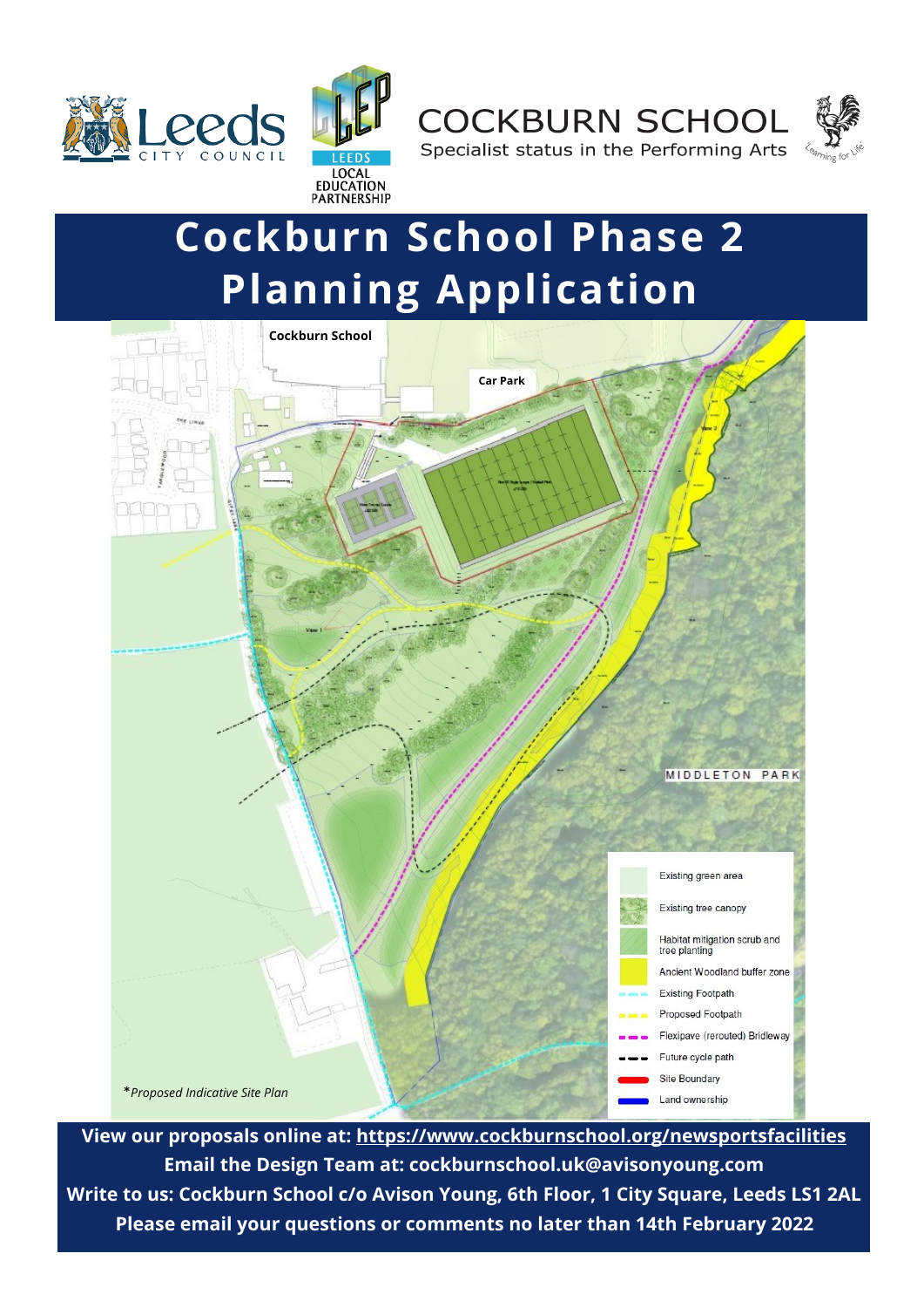Leeds CITY COUNCIL

LEEDS LOCAL EDUCATION PARTNERSHIP

COCKBURN SCHOOL
Specialist status in the Performing Arts
'Learning for Life'

# Cockburn School Phase 2 Planning Application

Cockburn School

Car Park

View 1

View 2

MIDDLETON PARK

Existing green area
Existing tree canopy
Habitat mitigation scrub and tree planting
Ancient Woodland buffer zone
Existing Footpath
Proposed Footpath
Flexipave (rerouted) Bridleway
Future cycle path
Site Boundary
Land ownership

*Proposed Indicative Site Plan

**View our proposals online at: https://www.cockburnschool.org/newsportsfacilities**

**Email the Design Team at: cockburnschool.uk@avisonyoung.com**

**Write to us: Cockburn School c/o Avison Young, 6th Floor, 1 City Square, Leeds LS1 2AL**

**Please email your questions or comments no later than 14th February 2022**